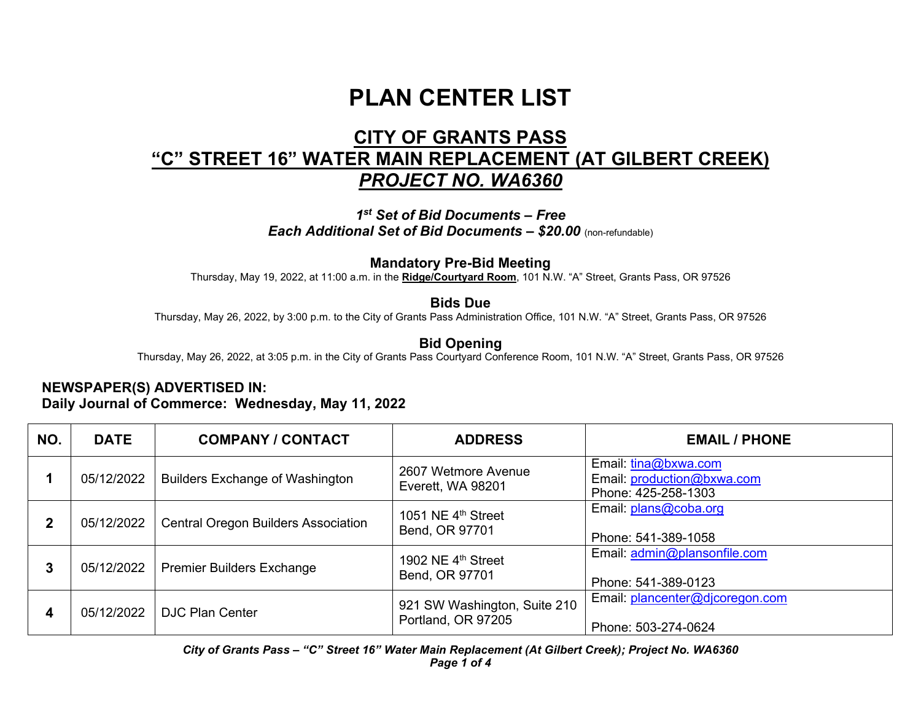# PLAN CENTER LIST

## CITY OF GRANTS PASS
## "C" STREET 16" WATER MAIN REPLACEMENT (AT GILBERT CREEK)
## *PROJECT NO. WA6360*

***1st Set of Bid Documents – Free***
***Each Additional Set of Bid Documents – $20.00*** (non-refundable)

**Mandatory Pre-Bid Meeting**
Thursday, May 19, 2022, at 11:00 a.m. in the **Ridge/Courtyard Room**, 101 N.W. "A" Street, Grants Pass, OR 97526

**Bids Due**
Thursday, May 26, 2022, by 3:00 p.m. to the City of Grants Pass Administration Office, 101 N.W. "A" Street, Grants Pass, OR 97526

**Bid Opening**
Thursday, May 26, 2022, at 3:05 p.m. in the City of Grants Pass Courtyard Conference Room, 101 N.W. "A" Street, Grants Pass, OR 97526

**NEWSPAPER(S) ADVERTISED IN:**
**Daily Journal of Commerce: Wednesday, May 11, 2022**

| NO. | DATE | COMPANY / CONTACT | ADDRESS | EMAIL / PHONE |
|---|---|---|---|---|
| **1** | 05/12/2022 | Builders Exchange of Washington | 2607 Wetmore Avenue<br>Everett, WA 98201 | Email: tina@bxwa.com<br>Email: production@bxwa.com<br>Phone: 425-258-1303 |
| **2** | 05/12/2022 | Central Oregon Builders Association | 1051 NE 4th Street<br>Bend, OR 97701 | Email: plans@coba.org<br>Phone: 541-389-1058 |
| **3** | 05/12/2022 | Premier Builders Exchange | 1902 NE 4th Street<br>Bend, OR 97701 | Email: admin@plansonfile.com<br>Phone: 541-389-0123 |
| **4** | 05/12/2022 | DJC Plan Center | 921 SW Washington, Suite 210<br>Portland, OR 97205 | Email: plancenter@djcoregon.com<br>Phone: 503-274-0624 |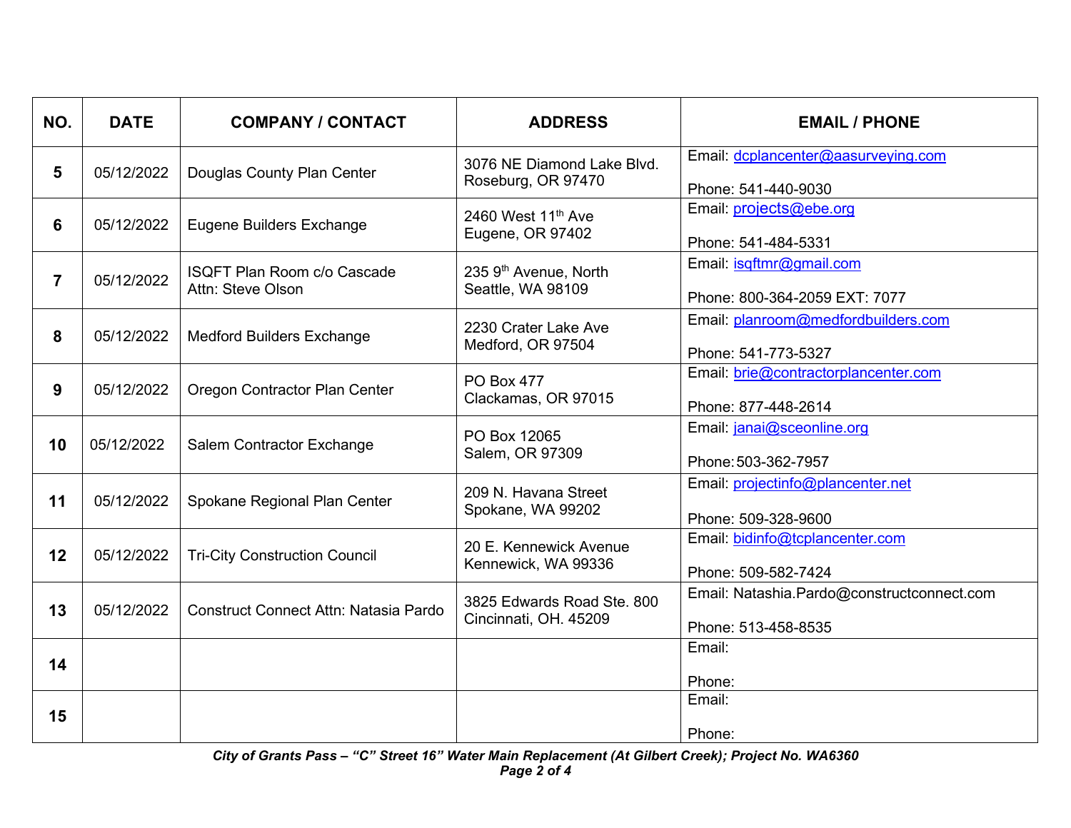| NO. | DATE | COMPANY / CONTACT | ADDRESS | EMAIL / PHONE |
|---|---|---|---|---|
| **5** | 05/12/2022 | Douglas County Plan Center | 3076 NE Diamond Lake Blvd.<br>Roseburg, OR 97470 | Email: dcplancenter@aasurveying.com<br><br>Phone: 541-440-9030 |
| **6** | 05/12/2022 | Eugene Builders Exchange | 2460 West 11th Ave<br>Eugene, OR 97402 | Email: projects@ebe.org<br><br>Phone: 541-484-5331 |
| **7** | 05/12/2022 | ISQFT Plan Room c/o Cascade<br>Attn: Steve Olson | 235 9th Avenue, North<br>Seattle, WA 98109 | Email: isqftmr@gmail.com<br><br>Phone: 800-364-2059 EXT: 7077 |
| **8** | 05/12/2022 | Medford Builders Exchange | 2230 Crater Lake Ave<br>Medford, OR 97504 | Email: planroom@medfordbuilders.com<br><br>Phone: 541-773-5327 |
| **9** | 05/12/2022 | Oregon Contractor Plan Center | PO Box 477<br>Clackamas, OR 97015 | Email: brie@contractorplancenter.com<br><br>Phone: 877-448-2614 |
| **10** | 05/12/2022 | Salem Contractor Exchange | PO Box 12065<br>Salem, OR 97309 | Email: janai@sceonline.org<br><br>Phone: 503-362-7957 |
| **11** | 05/12/2022 | Spokane Regional Plan Center | 209 N. Havana Street<br>Spokane, WA 99202 | Email: projectinfo@plancenter.net<br><br>Phone: 509-328-9600 |
| **12** | 05/12/2022 | Tri-City Construction Council | 20 E. Kennewick Avenue<br>Kennewick, WA 99336 | Email: bidinfo@tcplancenter.com<br><br>Phone: 509-582-7424 |
| **13** | 05/12/2022 | Construct Connect Attn: Natasia Pardo | 3825 Edwards Road Ste. 800<br>Cincinnati, OH. 45209 | Email: Natashia.Pardo@constructconnect.com<br><br>Phone: 513-458-8535 |
| **14** | | | | Email:<br><br>Phone: |
| **15** | | | | Email:<br><br>Phone: |

***City of Grants Pass – "C" Street 16" Water Main Replacement (At Gilbert Creek); Project No. WA6360***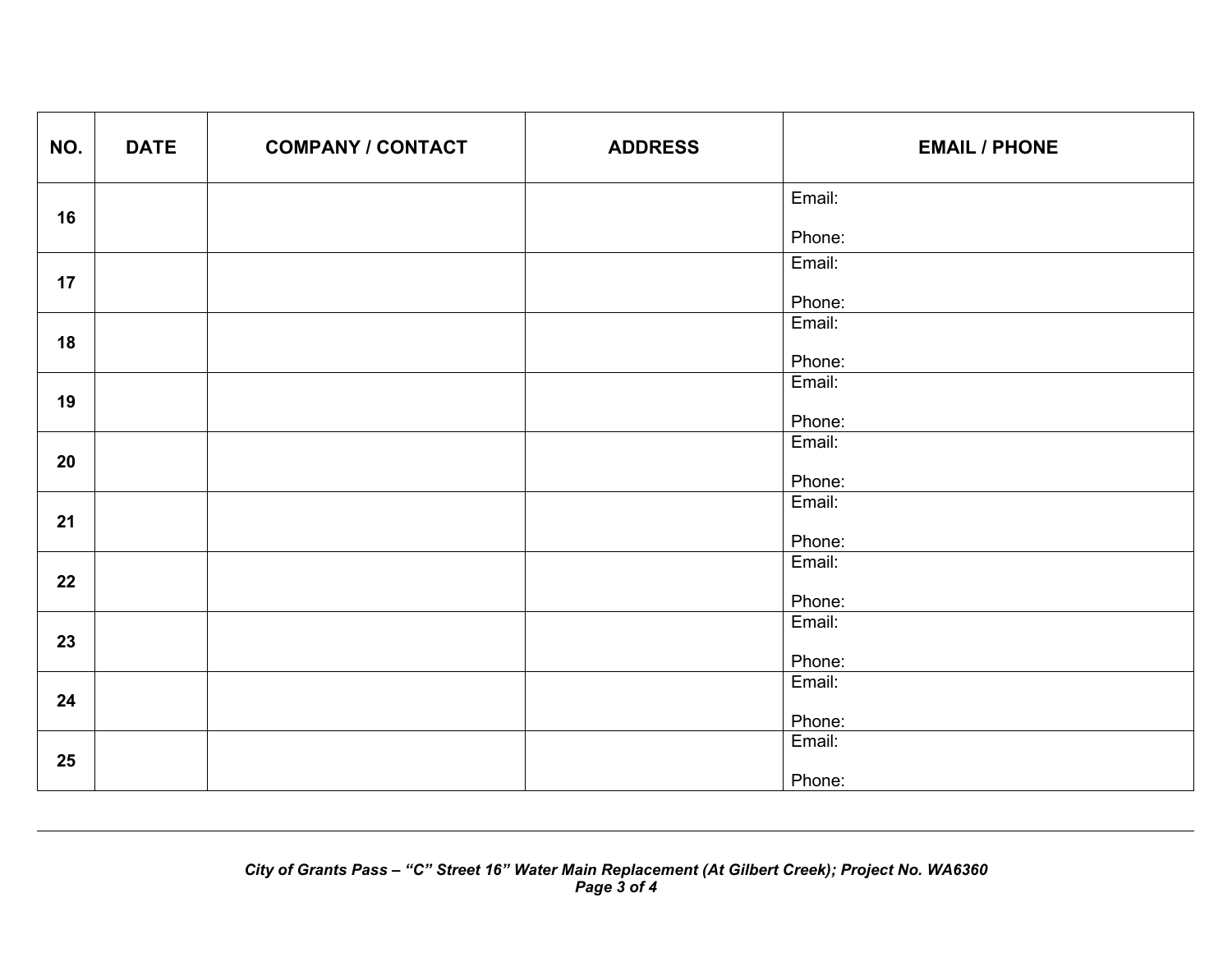| NO. | DATE | COMPANY / CONTACT | ADDRESS | EMAIL / PHONE |
|---|---|---|---|---|
| 16 | | | | Email:<br><br>Phone: |
| 17 | | | | Email:<br><br>Phone: |
| 18 | | | | Email:<br><br>Phone: |
| 19 | | | | Email:<br><br>Phone: |
| 20 | | | | Email:<br><br>Phone: |
| 21 | | | | Email:<br><br>Phone: |
| 22 | | | | Email:<br><br>Phone: |
| 23 | | | | Email:<br><br>Phone: |
| 24 | | | | Email:<br><br>Phone: |
| 25 | | | | Email:<br><br>Phone: |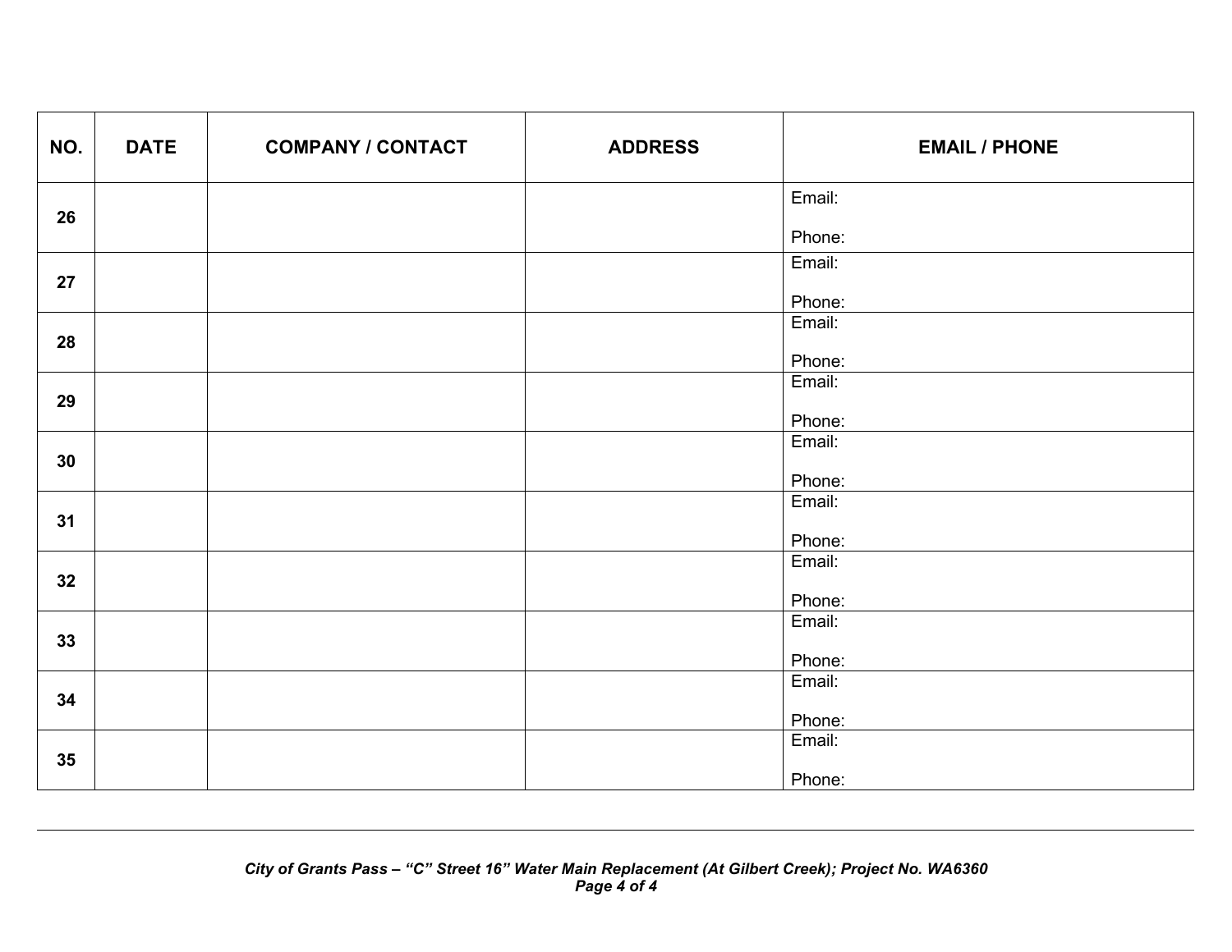| NO. | DATE | COMPANY / CONTACT | ADDRESS | EMAIL / PHONE |
|---|---|---|---|---|
| 26 | | | | Email:<br><br>Phone: |
| 27 | | | | Email:<br><br>Phone: |
| 28 | | | | Email:<br><br>Phone: |
| 29 | | | | Email:<br><br>Phone: |
| 30 | | | | Email:<br><br>Phone: |
| 31 | | | | Email:<br><br>Phone: |
| 32 | | | | Email:<br><br>Phone: |
| 33 | | | | Email:<br><br>Phone: |
| 34 | | | | Email:<br><br>Phone: |
| 35 | | | | Email:<br><br>Phone: |